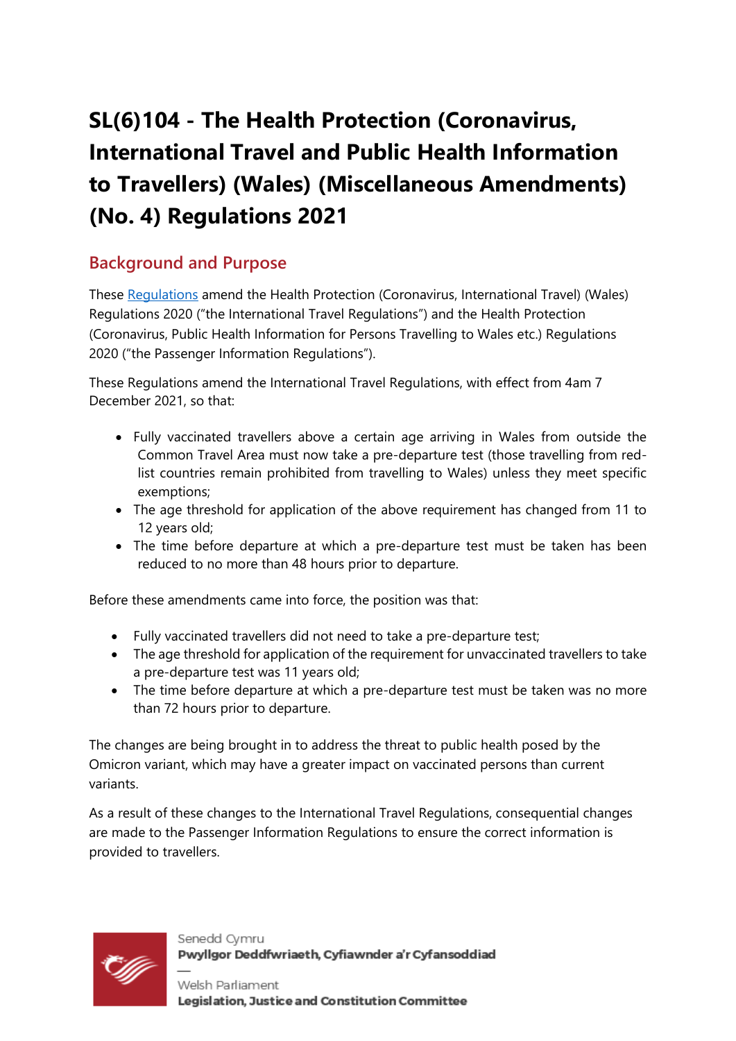# SL(6)104 - The Health Protection (Coronavirus, International Travel and Public Health Information to Travellers) (Wales) (Miscellaneous Amendments) (No. 4) Regulations 2021

## Background and Purpose

These Regulations amend the Health Protection (Coronavirus, International Travel) (Wales) Regulations 2020 ("the International Travel Regulations") and the Health Protection (Coronavirus, Public Health Information for Persons Travelling to Wales etc.) Regulations 2020 ("the Passenger Information Regulations").

These Regulations amend the International Travel Regulations, with effect from 4am 7 December 2021, so that:

- Fully vaccinated travellers above a certain age arriving in Wales from outside the Common Travel Area must now take a pre-departure test (those travelling from red-list countries remain prohibited from travelling to Wales) unless they meet specific exemptions;
- The age threshold for application of the above requirement has changed from 11 to 12 years old;
- The time before departure at which a pre-departure test must be taken has been reduced to no more than 48 hours prior to departure.

Before these amendments came into force, the position was that:

- Fully vaccinated travellers did not need to take a pre-departure test;
- The age threshold for application of the requirement for unvaccinated travellers to take a pre-departure test was 11 years old;
- The time before departure at which a pre-departure test must be taken was no more than 72 hours prior to departure.

The changes are being brought in to address the threat to public health posed by the Omicron variant, which may have a greater impact on vaccinated persons than current variants.

As a result of these changes to the International Travel Regulations, consequential changes are made to the Passenger Information Regulations to ensure the correct information is provided to travellers.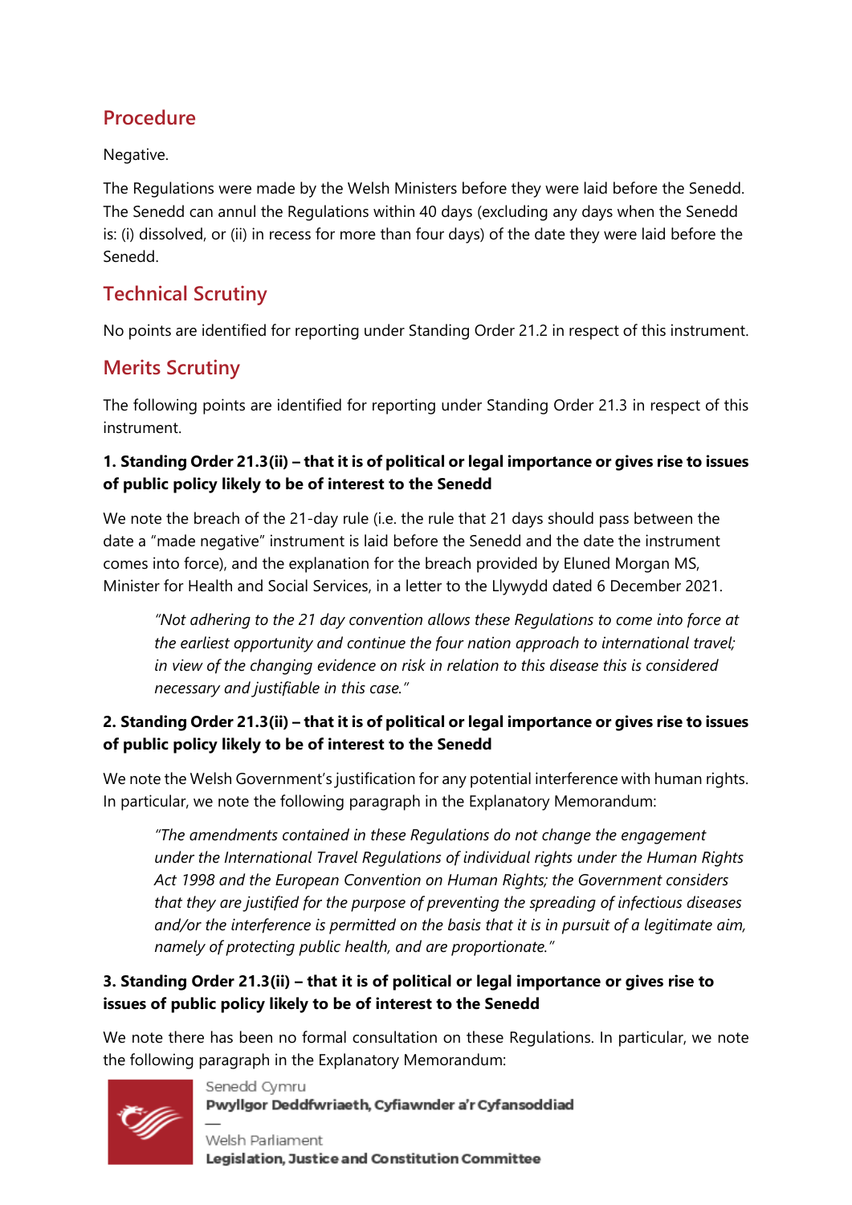## Procedure

Negative.

The Regulations were made by the Welsh Ministers before they were laid before the Senedd. The Senedd can annul the Regulations within 40 days (excluding any days when the Senedd is: (i) dissolved, or (ii) in recess for more than four days) of the date they were laid before the Senedd.

## Technical Scrutiny

No points are identified for reporting under Standing Order 21.2 in respect of this instrument.

## Merits Scrutiny

The following points are identified for reporting under Standing Order 21.3 in respect of this instrument.

### 1. Standing Order 21.3(ii) – that it is of political or legal importance or gives rise to issues of public policy likely to be of interest to the Senedd

We note the breach of the 21-day rule (i.e. the rule that 21 days should pass between the date a "made negative" instrument is laid before the Senedd and the date the instrument comes into force), and the explanation for the breach provided by Eluned Morgan MS, Minister for Health and Social Services, in a letter to the Llywydd dated 6 December 2021.

> *"Not adhering to the 21 day convention allows these Regulations to come into force at the earliest opportunity and continue the four nation approach to international travel; in view of the changing evidence on risk in relation to this disease this is considered necessary and justifiable in this case."*

### 2. Standing Order 21.3(ii) – that it is of political or legal importance or gives rise to issues of public policy likely to be of interest to the Senedd

We note the Welsh Government's justification for any potential interference with human rights. In particular, we note the following paragraph in the Explanatory Memorandum:

> *"The amendments contained in these Regulations do not change the engagement under the International Travel Regulations of individual rights under the Human Rights Act 1998 and the European Convention on Human Rights; the Government considers that they are justified for the purpose of preventing the spreading of infectious diseases and/or the interference is permitted on the basis that it is in pursuit of a legitimate aim, namely of protecting public health, and are proportionate."*

### 3. Standing Order 21.3(ii) – that it is of political or legal importance or gives rise to issues of public policy likely to be of interest to the Senedd

We note there has been no formal consultation on these Regulations. In particular, we note the following paragraph in the Explanatory Memorandum: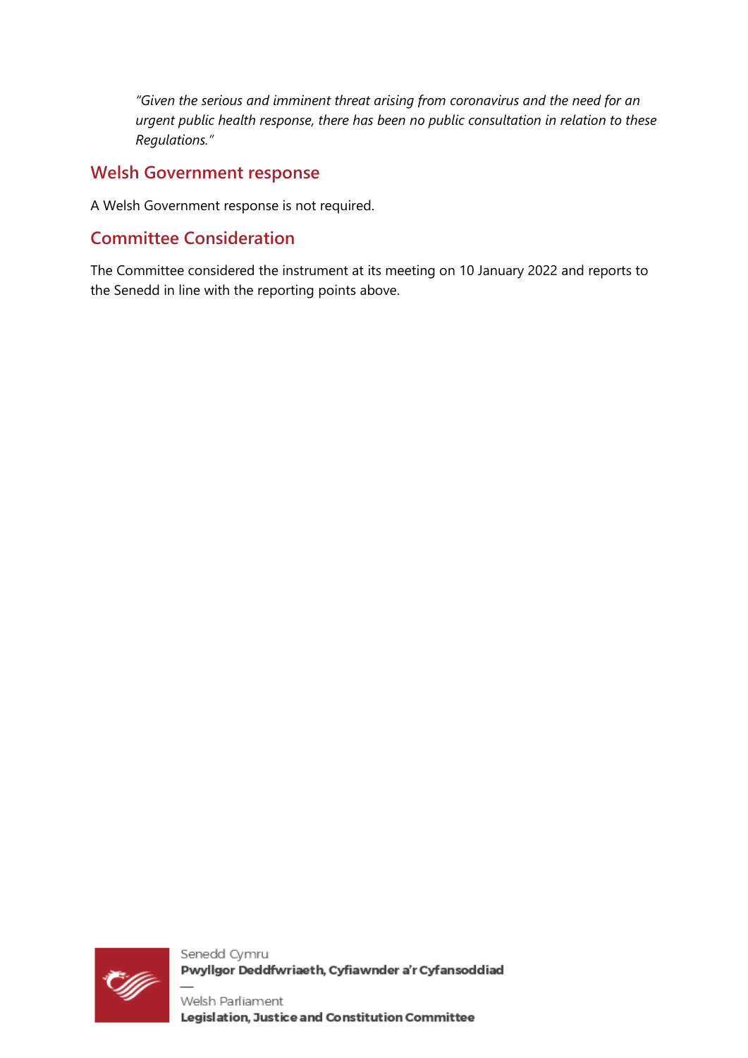*"Given the serious and imminent threat arising from coronavirus and the need for an urgent public health response, there has been no public consultation in relation to these Regulations."*

## Welsh Government response

A Welsh Government response is not required.

## Committee Consideration

The Committee considered the instrument at its meeting on 10 January 2022 and reports to the Senedd in line with the reporting points above.

Senedd Cymru
**Pwyllgor Deddfwriaeth, Cyfiawnder a'r Cyfansoddiad**

Welsh Parliament
**Legislation, Justice and Constitution Committee**